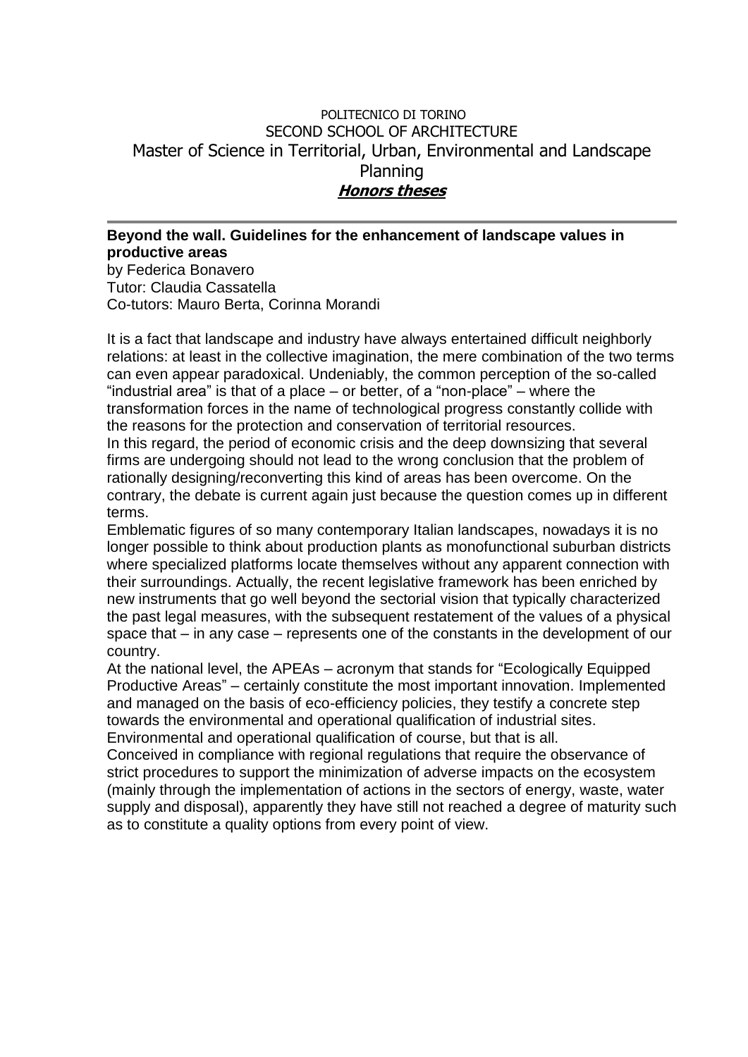POLITECNICO DI TORINO
SECOND SCHOOL OF ARCHITECTURE
Master of Science in Territorial, Urban, Environmental and Landscape Planning
***Honors theses***

---

**Beyond the wall. Guidelines for the enhancement of landscape values in productive areas**
by Federica Bonavero
Tutor: Claudia Cassatella
Co-tutors: Mauro Berta, Corinna Morandi

It is a fact that landscape and industry have always entertained difficult neighborly relations: at least in the collective imagination, the mere combination of the two terms can even appear paradoxical. Undeniably, the common perception of the so-called "industrial area" is that of a place – or better, of a "non-place" – where the transformation forces in the name of technological progress constantly collide with the reasons for the protection and conservation of territorial resources.
In this regard, the period of economic crisis and the deep downsizing that several firms are undergoing should not lead to the wrong conclusion that the problem of rationally designing/reconverting this kind of areas has been overcome. On the contrary, the debate is current again just because the question comes up in different terms.
Emblematic figures of so many contemporary Italian landscapes, nowadays it is no longer possible to think about production plants as monofunctional suburban districts where specialized platforms locate themselves without any apparent connection with their surroundings. Actually, the recent legislative framework has been enriched by new instruments that go well beyond the sectorial vision that typically characterized the past legal measures, with the subsequent restatement of the values of a physical space that – in any case – represents one of the constants in the development of our country.
At the national level, the APEAs – acronym that stands for "Ecologically Equipped Productive Areas" – certainly constitute the most important innovation. Implemented and managed on the basis of eco-efficiency policies, they testify a concrete step towards the environmental and operational qualification of industrial sites. Environmental and operational qualification of course, but that is all.
Conceived in compliance with regional regulations that require the observance of strict procedures to support the minimization of adverse impacts on the ecosystem (mainly through the implementation of actions in the sectors of energy, waste, water supply and disposal), apparently they have still not reached a degree of maturity such as to constitute a quality options from every point of view.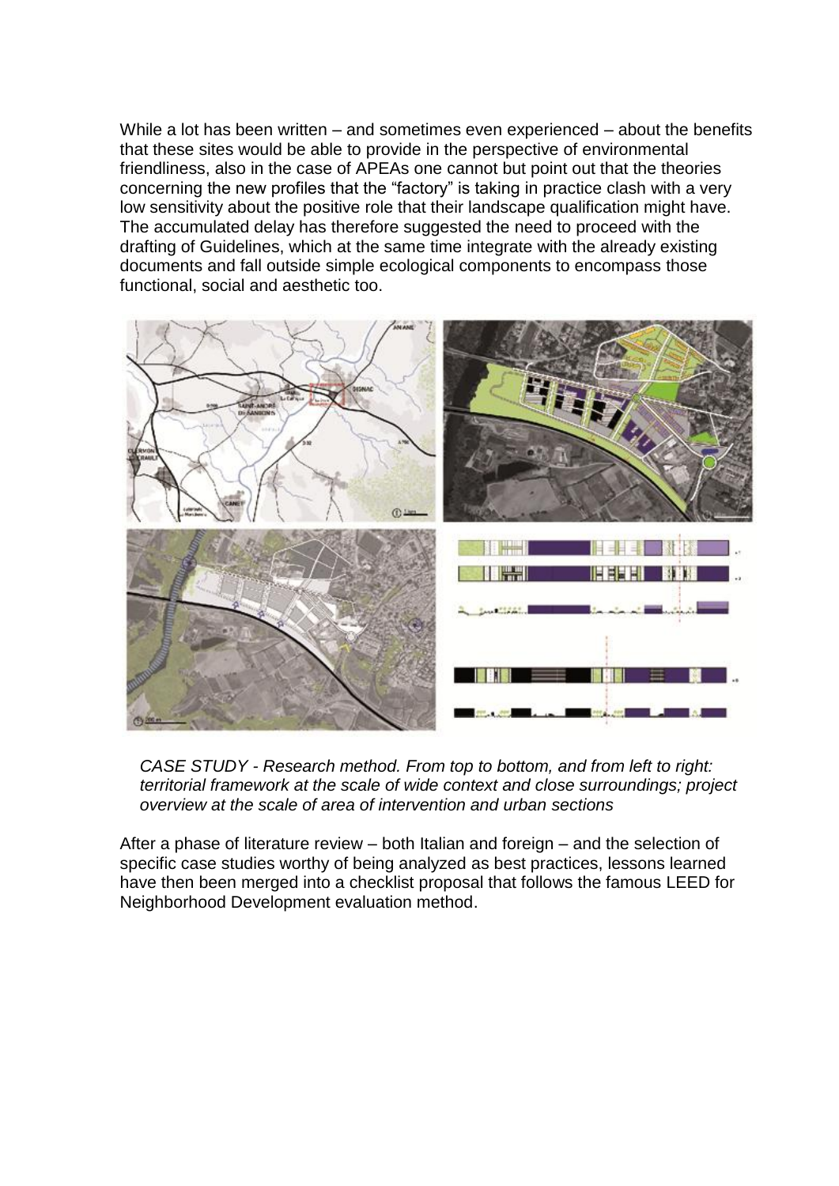While a lot has been written – and sometimes even experienced – about the benefits that these sites would be able to provide in the perspective of environmental friendliness, also in the case of APEAs one cannot but point out that the theories concerning the new profiles that the “factory” is taking in practice clash with a very low sensitivity about the positive role that their landscape qualification might have. The accumulated delay has therefore suggested the need to proceed with the drafting of Guidelines, which at the same time integrate with the already existing documents and fall outside simple ecological components to encompass those functional, social and aesthetic too.

*CASE STUDY - Research method. From top to bottom, and from left to right: territorial framework at the scale of wide context and close surroundings; project overview at the scale of area of intervention and urban sections*

After a phase of literature review – both Italian and foreign – and the selection of specific case studies worthy of being analyzed as best practices, lessons learned have then been merged into a checklist proposal that follows the famous LEED for Neighborhood Development evaluation method.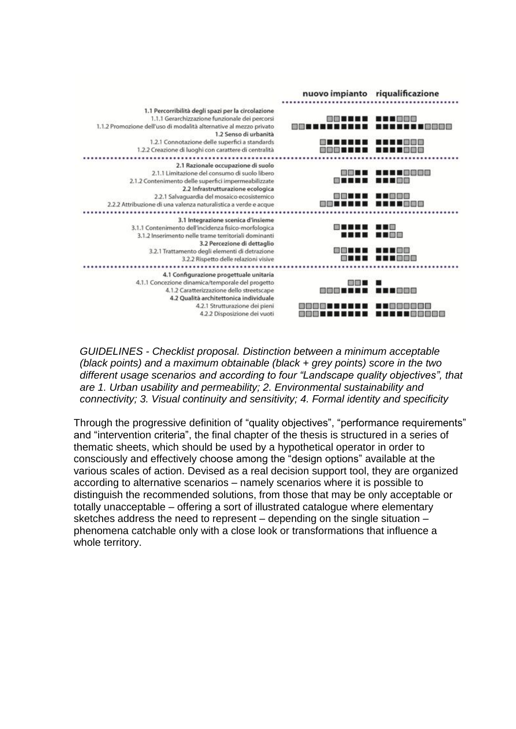| | nuovo impianto | riqualificazione |
|---|---|---|
| **1.1 Percorribilità degli spazi per la circolazione** | | |
| 1.1.1 Gerarchizzazione funzionale dei percorsi | □□■■■■ | ■■■□□□ |
| 1.1.2 Promozione dell'uso di modalità alternative al mezzo privato | □□■■■■■■■■■ | ■■■■■■■□□□□ |
| **1.2 Senso di urbanità** | | |
| 1.2.1 Connotazione delle superfici a standards | □■■■■■■ | ■■■■□□□ |
| 1.2.2 Creazione di luoghi con carattere di centralità | □□□■■■■ | ■■■■□□□ |
| **2.1 Razionale occupazione di suolo** | | |
| 2.1.1 Limitazione del consumo di suolo libero | □□■■ | ■■■■□□□□ |
| 2.1.2 Contenimento delle superfici impermeabilizzate | □■■■■ | ■■■□□ |
| **2.2 Infrastrutturazione ecologica** | | |
| 2.2.1 Salvaguardia del mosaico ecosistemico | □□■■■ | ■■□□□ |
| 2.2.2 Attribuzione di una valenza naturalistica a verde e acque | □□■■■■■ | ■■■■□□□ |
| **3.1 Integrazione scenica d'insieme** | | |
| 3.1.1 Contenimento dell'incidenza fisico-morfologica | □■■■■ | ■■□ |
| 3.1.2 Inserimento nelle trame territoriali dominanti | ■■■■ | ■■□□ |
| **3.2 Percezione di dettaglio** | | |
| 3.2.1 Trattamento degli elementi di detrazione | □□■■■ | ■■■□□ |
| 3.2.2 Rispetto delle relazioni visive | □■■■ | ■■■□□□ |
| **4.1 Configurazione progettuale unitaria** | | |
| 4.1.1 Concezione dinamica/temporale del progetto | □□■ | ■ |
| 4.1.2 Caratterizzazione dello streetscape | □□□■■■■ | ■■■□□□ |
| **4.2 Qualità architettonica individuale** | | |
| 4.2.1 Strutturazione dei pieni | □□□□■■■■■■ | ■■□□□□□□ |
| 4.2.2 Disposizione dei vuoti | □□□■■■■■■■ | ■■■■■□□□□□ |

*GUIDELINES - Checklist proposal. Distinction between a minimum acceptable (black points) and a maximum obtainable (black + grey points) score in the two different usage scenarios and according to four "Landscape quality objectives", that are 1. Urban usability and permeability; 2. Environmental sustainability and connectivity; 3. Visual continuity and sensitivity; 4. Formal identity and specificity*

Through the progressive definition of "quality objectives", "performance requirements" and "intervention criteria", the final chapter of the thesis is structured in a series of thematic sheets, which should be used by a hypothetical operator in order to consciously and effectively choose among the "design options" available at the various scales of action. Devised as a real decision support tool, they are organized according to alternative scenarios – namely scenarios where it is possible to distinguish the recommended solutions, from those that may be only acceptable or totally unacceptable – offering a sort of illustrated catalogue where elementary sketches address the need to represent – depending on the single situation – phenomena catchable only with a close look or transformations that influence a whole territory.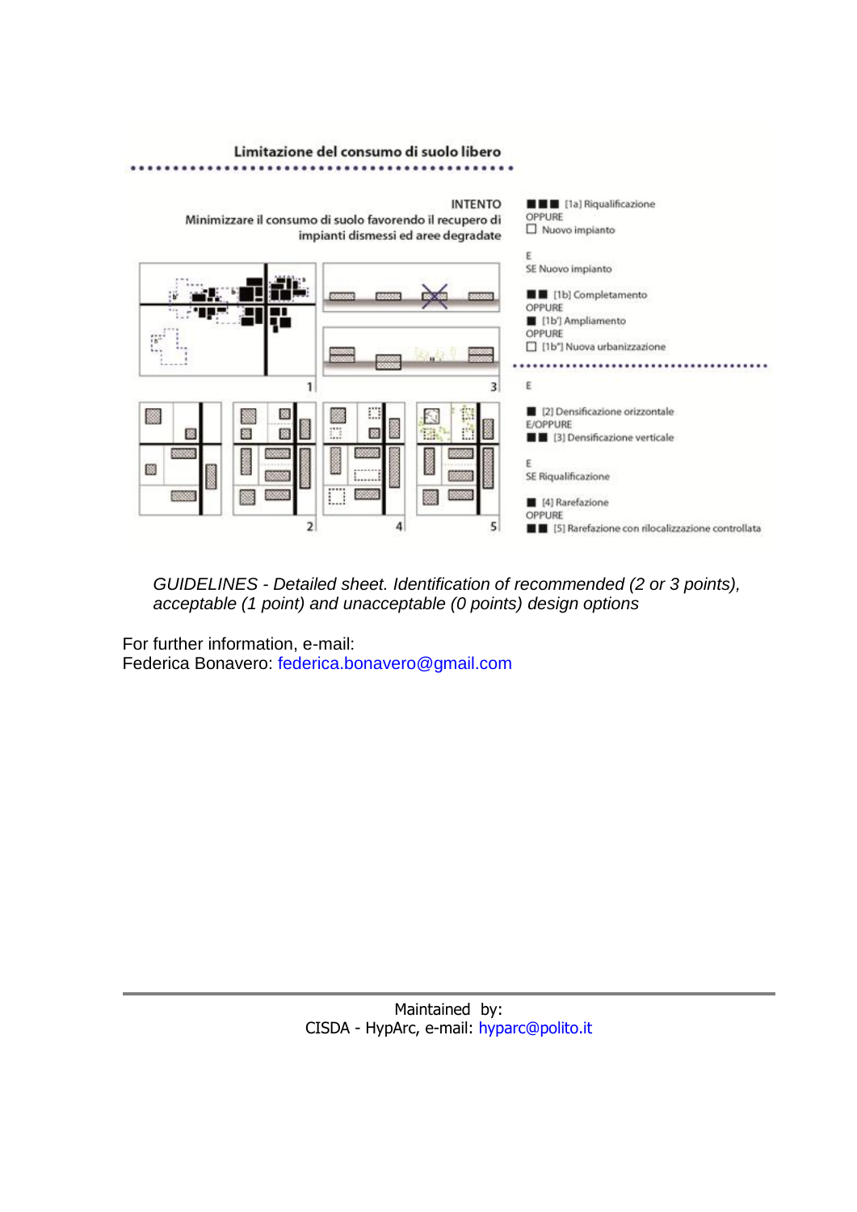Limitazione del consumo di suolo libero

INTENTO
Minimizzare il consumo di suolo favorendo il recupero di impianti dismessi ed aree degradate

■■■ [1a] Riqualificazione
OPPURE
☐ Nuovo impianto

E
SE Nuovo impianto

■■ [1b] Completamento
OPPURE
■ [1b'] Ampliamento
OPPURE
☐ [1b''] Nuova urbanizzazione

E

■ [2] Densificazione orizzontale
E/OPPURE
■■ [3] Densificazione verticale

E
SE Riqualificazione

■ [4] Rarefazione
OPPURE
■■ [5] Rarefazione con rilocalizzazione controllata

1

3

2

4

5

*GUIDELINES - Detailed sheet. Identification of recommended (2 or 3 points), acceptable (1 point) and unacceptable (0 points) design options*

For further information, e-mail:
Federica Bonavero: federica.bonavero@gmail.com

Maintained by:
CISDA - HypArc, e-mail: hyparc@polito.it